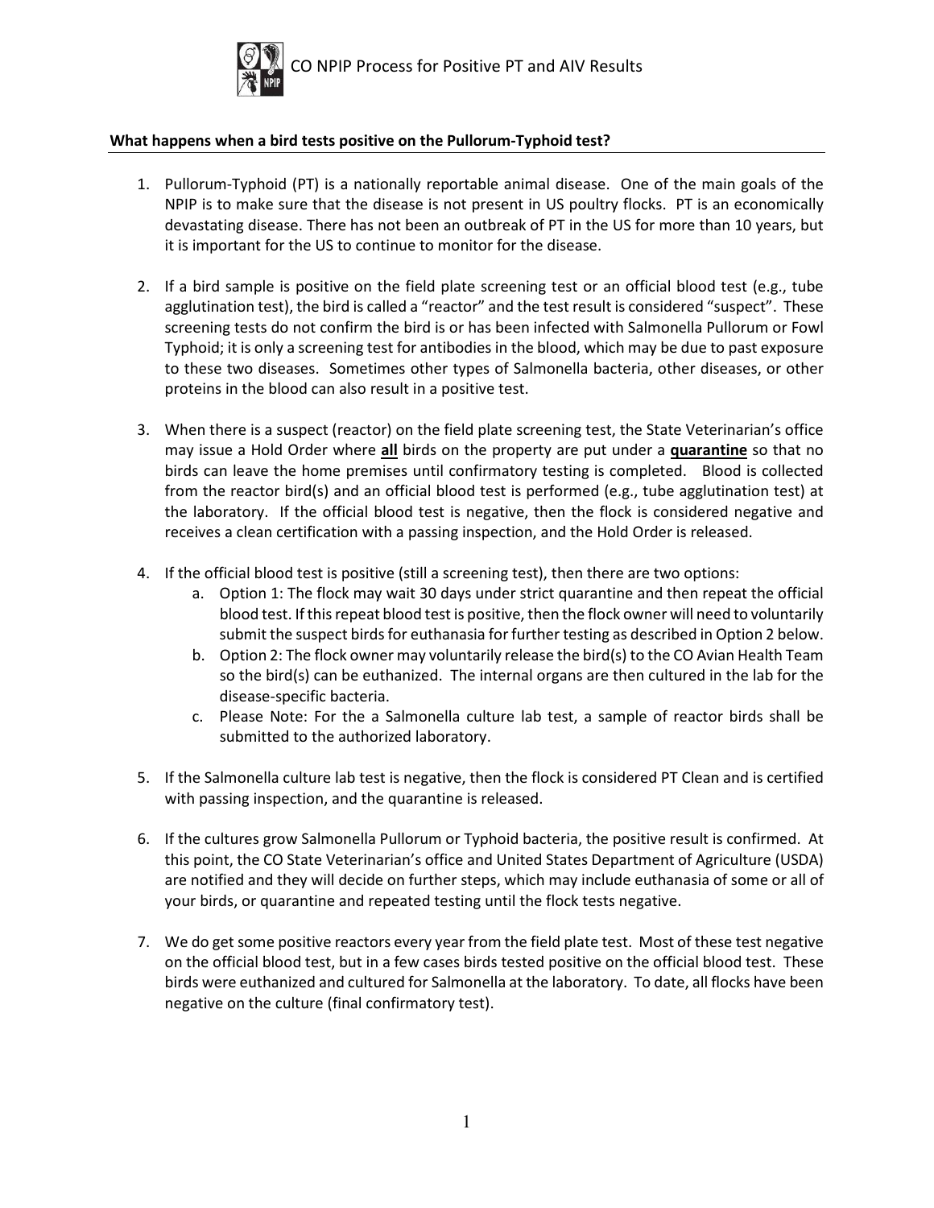# CO NPIP Process for Positive PT and AIV Results

## What happens when a bird tests positive on the Pullorum-Typhoid test?

1. Pullorum-Typhoid (PT) is a nationally reportable animal disease. One of the main goals of the NPIP is to make sure that the disease is not present in US poultry flocks. PT is an economically devastating disease. There has not been an outbreak of PT in the US for more than 10 years, but it is important for the US to continue to monitor for the disease.

2. If a bird sample is positive on the field plate screening test or an official blood test (e.g., tube agglutination test), the bird is called a "reactor" and the test result is considered "suspect". These screening tests do not confirm the bird is or has been infected with Salmonella Pullorum or Fowl Typhoid; it is only a screening test for antibodies in the blood, which may be due to past exposure to these two diseases. Sometimes other types of Salmonella bacteria, other diseases, or other proteins in the blood can also result in a positive test.

3. When there is a suspect (reactor) on the field plate screening test, the State Veterinarian's office may issue a Hold Order where **all** birds on the property are put under a **quarantine** so that no birds can leave the home premises until confirmatory testing is completed. Blood is collected from the reactor bird(s) and an official blood test is performed (e.g., tube agglutination test) at the laboratory. If the official blood test is negative, then the flock is considered negative and receives a clean certification with a passing inspection, and the Hold Order is released.

4. If the official blood test is positive (still a screening test), then there are two options:
   a. Option 1: The flock may wait 30 days under strict quarantine and then repeat the official blood test. If this repeat blood test is positive, then the flock owner will need to voluntarily submit the suspect birds for euthanasia for further testing as described in Option 2 below.
   b. Option 2: The flock owner may voluntarily release the bird(s) to the CO Avian Health Team so the bird(s) can be euthanized. The internal organs are then cultured in the lab for the disease-specific bacteria.
   c. Please Note: For the a Salmonella culture lab test, a sample of reactor birds shall be submitted to the authorized laboratory.

5. If the Salmonella culture lab test is negative, then the flock is considered PT Clean and is certified with passing inspection, and the quarantine is released.

6. If the cultures grow Salmonella Pullorum or Typhoid bacteria, the positive result is confirmed. At this point, the CO State Veterinarian's office and United States Department of Agriculture (USDA) are notified and they will decide on further steps, which may include euthanasia of some or all of your birds, or quarantine and repeated testing until the flock tests negative.

7. We do get some positive reactors every year from the field plate test. Most of these test negative on the official blood test, but in a few cases birds tested positive on the official blood test. These birds were euthanized and cultured for Salmonella at the laboratory. To date, all flocks have been negative on the culture (final confirmatory test).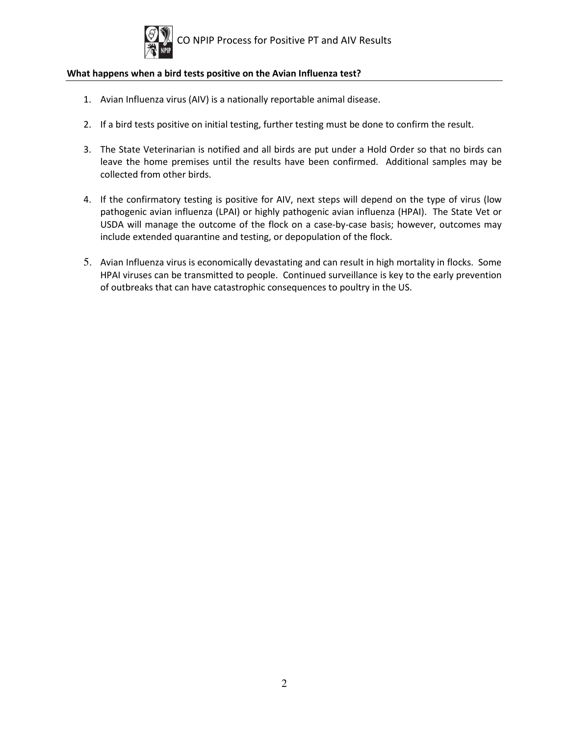**What happens when a bird tests positive on the Avian Influenza test?**

1. Avian Influenza virus (AIV) is a nationally reportable animal disease.
2. If a bird tests positive on initial testing, further testing must be done to confirm the result.
3. The State Veterinarian is notified and all birds are put under a Hold Order so that no birds can leave the home premises until the results have been confirmed. Additional samples may be collected from other birds.
4. If the confirmatory testing is positive for AIV, next steps will depend on the type of virus (low pathogenic avian influenza (LPAI) or highly pathogenic avian influenza (HPAI). The State Vet or USDA will manage the outcome of the flock on a case-by-case basis; however, outcomes may include extended quarantine and testing, or depopulation of the flock.
5. Avian Influenza virus is economically devastating and can result in high mortality in flocks. Some HPAI viruses can be transmitted to people. Continued surveillance is key to the early prevention of outbreaks that can have catastrophic consequences to poultry in the US.